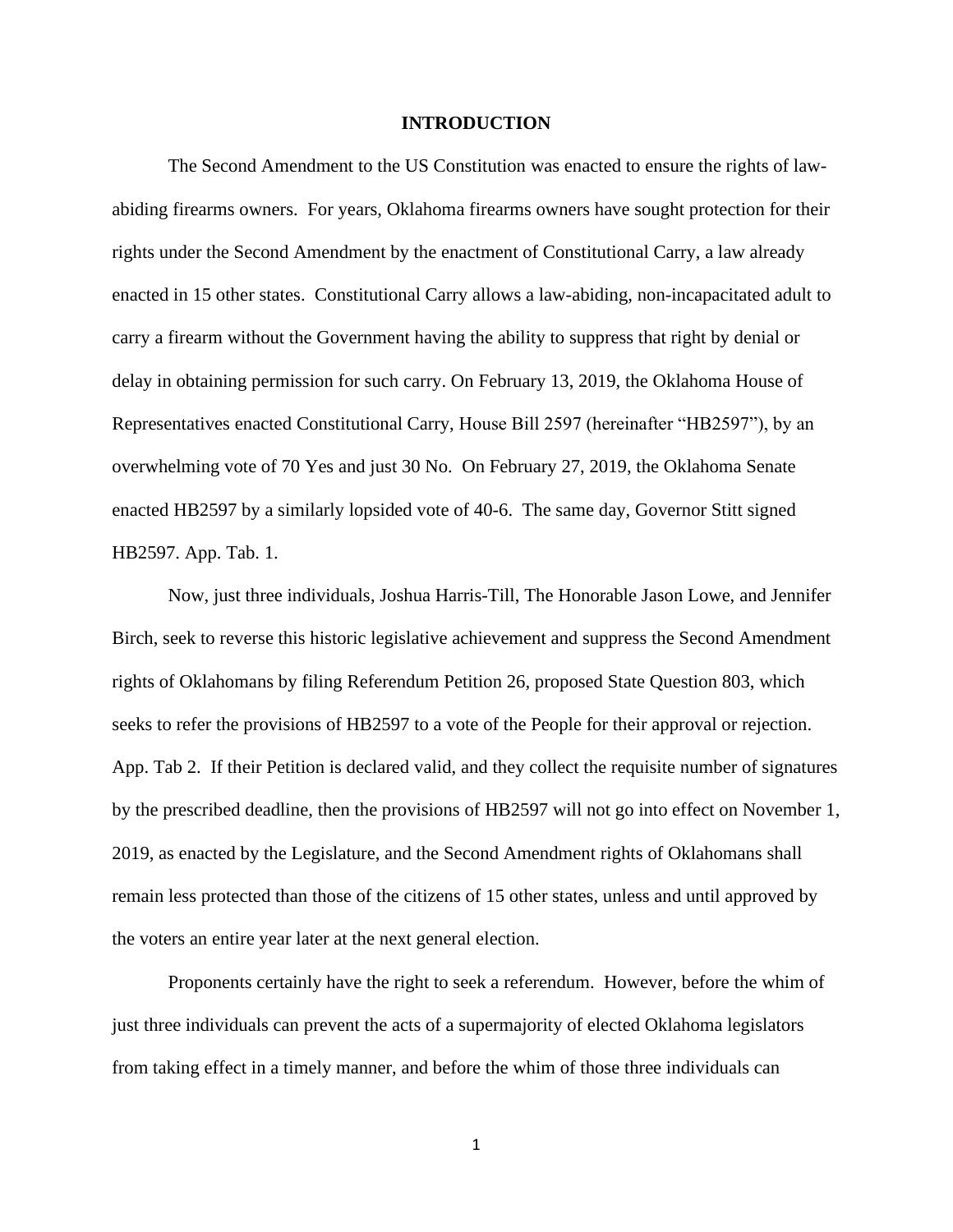# INTRODUCTION

The Second Amendment to the US Constitution was enacted to ensure the rights of law-abiding firearms owners. For years, Oklahoma firearms owners have sought protection for their rights under the Second Amendment by the enactment of Constitutional Carry, a law already enacted in 15 other states. Constitutional Carry allows a law-abiding, non-incapacitated adult to carry a firearm without the Government having the ability to suppress that right by denial or delay in obtaining permission for such carry. On February 13, 2019, the Oklahoma House of Representatives enacted Constitutional Carry, House Bill 2597 (hereinafter "HB2597"), by an overwhelming vote of 70 Yes and just 30 No. On February 27, 2019, the Oklahoma Senate enacted HB2597 by a similarly lopsided vote of 40-6. The same day, Governor Stitt signed HB2597. App. Tab. 1.

Now, just three individuals, Joshua Harris-Till, The Honorable Jason Lowe, and Jennifer Birch, seek to reverse this historic legislative achievement and suppress the Second Amendment rights of Oklahomans by filing Referendum Petition 26, proposed State Question 803, which seeks to refer the provisions of HB2597 to a vote of the People for their approval or rejection. App. Tab 2. If their Petition is declared valid, and they collect the requisite number of signatures by the prescribed deadline, then the provisions of HB2597 will not go into effect on November 1, 2019, as enacted by the Legislature, and the Second Amendment rights of Oklahomans shall remain less protected than those of the citizens of 15 other states, unless and until approved by the voters an entire year later at the next general election.

Proponents certainly have the right to seek a referendum. However, before the whim of just three individuals can prevent the acts of a supermajority of elected Oklahoma legislators from taking effect in a timely manner, and before the whim of those three individuals can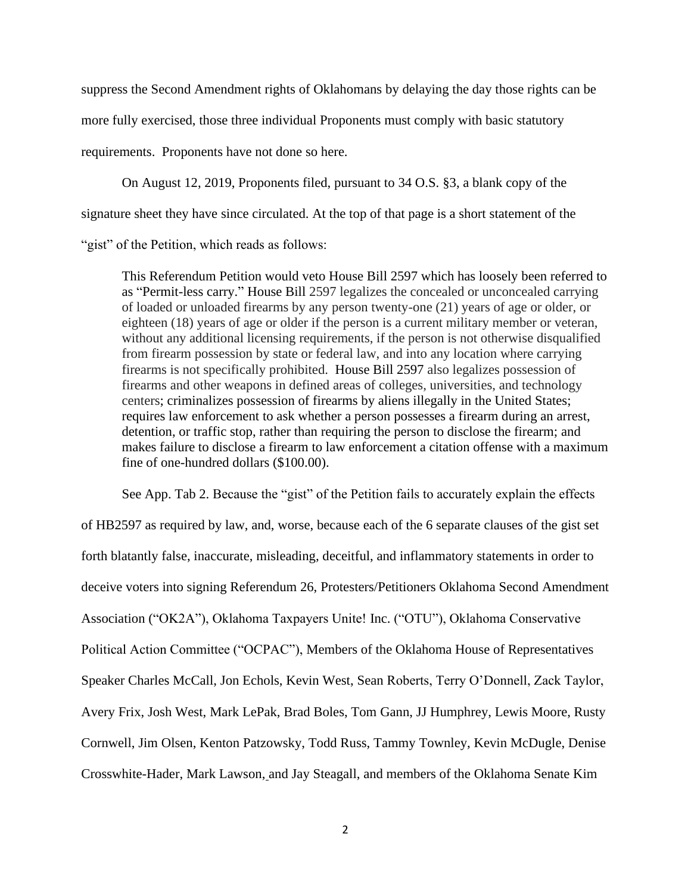suppress the Second Amendment rights of Oklahomans by delaying the day those rights can be more fully exercised, those three individual Proponents must comply with basic statutory requirements. Proponents have not done so here.

On August 12, 2019, Proponents filed, pursuant to 34 O.S. §3, a blank copy of the signature sheet they have since circulated. At the top of that page is a short statement of the "gist" of the Petition, which reads as follows:

> This Referendum Petition would veto House Bill 2597 which has loosely been referred to as "Permit-less carry." House Bill 2597 legalizes the concealed or unconcealed carrying of loaded or unloaded firearms by any person twenty-one (21) years of age or older, or eighteen (18) years of age or older if the person is a current military member or veteran, without any additional licensing requirements, if the person is not otherwise disqualified from firearm possession by state or federal law, and into any location where carrying firearms is not specifically prohibited. House Bill 2597 also legalizes possession of firearms and other weapons in defined areas of colleges, universities, and technology centers; criminalizes possession of firearms by aliens illegally in the United States; requires law enforcement to ask whether a person possesses a firearm during an arrest, detention, or traffic stop, rather than requiring the person to disclose the firearm; and makes failure to disclose a firearm to law enforcement a citation offense with a maximum fine of one-hundred dollars ($100.00).

See App. Tab 2. Because the "gist" of the Petition fails to accurately explain the effects of HB2597 as required by law, and, worse, because each of the 6 separate clauses of the gist set forth blatantly false, inaccurate, misleading, deceitful, and inflammatory statements in order to deceive voters into signing Referendum 26, Protesters/Petitioners Oklahoma Second Amendment Association ("OK2A"), Oklahoma Taxpayers Unite! Inc. ("OTU"), Oklahoma Conservative Political Action Committee ("OCPAC"), Members of the Oklahoma House of Representatives Speaker Charles McCall, Jon Echols, Kevin West, Sean Roberts, Terry O'Donnell, Zack Taylor, Avery Frix, Josh West, Mark LePak, Brad Boles, Tom Gann, JJ Humphrey, Lewis Moore, Rusty Cornwell, Jim Olsen, Kenton Patzowsky, Todd Russ, Tammy Townley, Kevin McDugle, Denise Crosswhite-Hader, Mark Lawson, and Jay Steagall, and members of the Oklahoma Senate Kim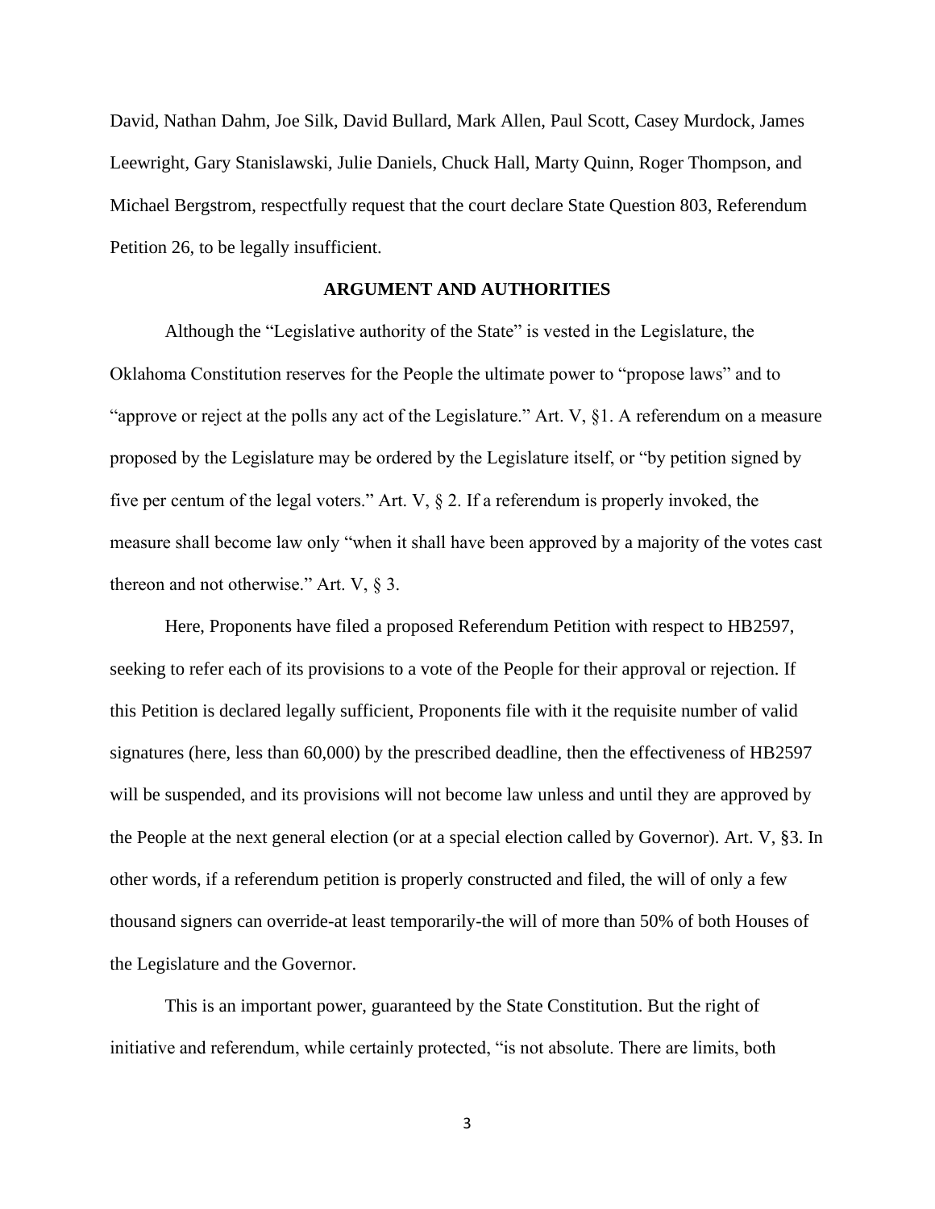David, Nathan Dahm, Joe Silk, David Bullard, Mark Allen, Paul Scott, Casey Murdock, James Leewright, Gary Stanislawski, Julie Daniels, Chuck Hall, Marty Quinn, Roger Thompson, and Michael Bergstrom, respectfully request that the court declare State Question 803, Referendum Petition 26, to be legally insufficient.

## ARGUMENT AND AUTHORITIES

Although the "Legislative authority of the State" is vested in the Legislature, the Oklahoma Constitution reserves for the People the ultimate power to "propose laws" and to "approve or reject at the polls any act of the Legislature." Art. V, §1. A referendum on a measure proposed by the Legislature may be ordered by the Legislature itself, or "by petition signed by five per centum of the legal voters." Art. V, § 2. If a referendum is properly invoked, the measure shall become law only "when it shall have been approved by a majority of the votes cast thereon and not otherwise." Art. V, § 3.

Here, Proponents have filed a proposed Referendum Petition with respect to HB2597, seeking to refer each of its provisions to a vote of the People for their approval or rejection. If this Petition is declared legally sufficient, Proponents file with it the requisite number of valid signatures (here, less than 60,000) by the prescribed deadline, then the effectiveness of HB2597 will be suspended, and its provisions will not become law unless and until they are approved by the People at the next general election (or at a special election called by Governor). Art. V, §3. In other words, if a referendum petition is properly constructed and filed, the will of only a few thousand signers can override-at least temporarily-the will of more than 50% of both Houses of the Legislature and the Governor.

This is an important power, guaranteed by the State Constitution. But the right of initiative and referendum, while certainly protected, "is not absolute. There are limits, both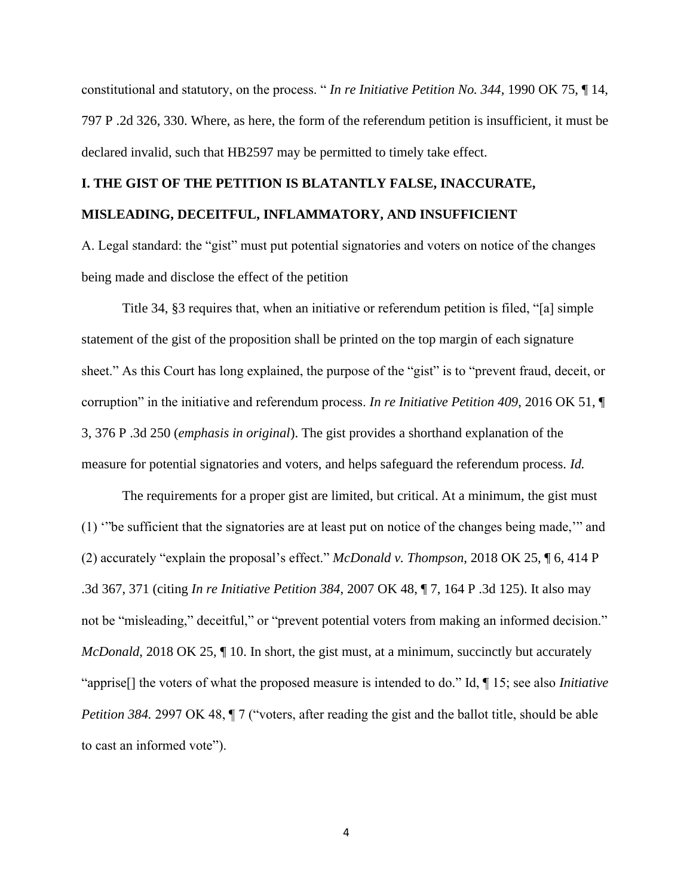constitutional and statutory, on the process. " *In re Initiative Petition No. 344*, 1990 OK 75, ¶ 14, 797 P .2d 326, 330. Where, as here, the form of the referendum petition is insufficient, it must be declared invalid, such that HB2597 may be permitted to timely take effect.

**I. THE GIST OF THE PETITION IS BLATANTLY FALSE, INACCURATE, MISLEADING, DECEITFUL, INFLAMMATORY, AND INSUFFICIENT**

A. Legal standard: the "gist" must put potential signatories and voters on notice of the changes being made and disclose the effect of the petition

Title 34, §3 requires that, when an initiative or referendum petition is filed, "[a] simple statement of the gist of the proposition shall be printed on the top margin of each signature sheet." As this Court has long explained, the purpose of the "gist" is to "prevent fraud, deceit, or corruption" in the initiative and referendum process. *In re Initiative Petition 409*, 2016 OK 51, ¶ 3, 376 P .3d 250 (*emphasis in original*). The gist provides a shorthand explanation of the measure for potential signatories and voters, and helps safeguard the referendum process. *Id.*

The requirements for a proper gist are limited, but critical. At a minimum, the gist must (1) '"be sufficient that the signatories are at least put on notice of the changes being made,'" and (2) accurately "explain the proposal's effect." *McDonald v. Thompson*, 2018 OK 25, ¶ 6, 414 P .3d 367, 371 (citing *In re Initiative Petition 384*, 2007 OK 48, ¶ 7, 164 P .3d 125). It also may not be "misleading," deceitful," or "prevent potential voters from making an informed decision." *McDonald*, 2018 OK 25, ¶ 10. In short, the gist must, at a minimum, succinctly but accurately "apprise[] the voters of what the proposed measure is intended to do." Id, ¶ 15; see also *Initiative Petition 384.* 2997 OK 48, ¶ 7 ("voters, after reading the gist and the ballot title, should be able to cast an informed vote").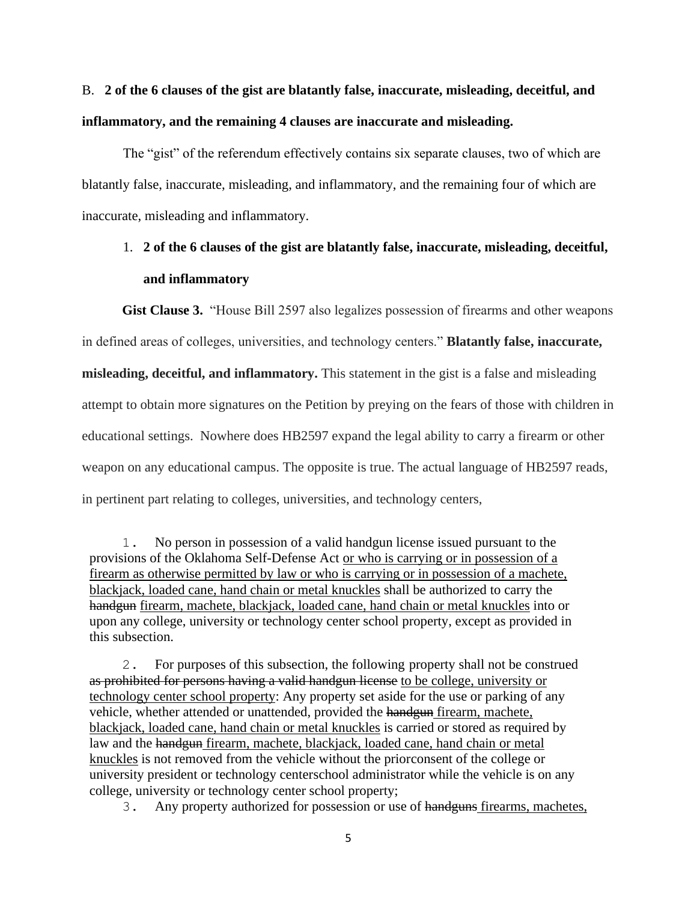B. **2 of the 6 clauses of the gist are blatantly false, inaccurate, misleading, deceitful, and inflammatory, and the remaining 4 clauses are inaccurate and misleading.**

The "gist" of the referendum effectively contains six separate clauses, two of which are blatantly false, inaccurate, misleading, and inflammatory, and the remaining four of which are inaccurate, misleading and inflammatory.

1. **2 of the 6 clauses of the gist are blatantly false, inaccurate, misleading, deceitful, and inflammatory**

**Gist Clause 3.** "House Bill 2597 also legalizes possession of firearms and other weapons in defined areas of colleges, universities, and technology centers." **Blatantly false, inaccurate, misleading, deceitful, and inflammatory.** This statement in the gist is a false and misleading attempt to obtain more signatures on the Petition by preying on the fears of those with children in educational settings. Nowhere does HB2597 expand the legal ability to carry a firearm or other weapon on any educational campus. The opposite is true. The actual language of HB2597 reads, in pertinent part relating to colleges, universities, and technology centers,

> 1. No person in possession of a valid handgun license issued pursuant to the provisions of the Oklahoma Self-Defense Act <u>or who is carrying or in possession of a firearm as otherwise permitted by law or who is carrying or in possession of a machete, blackjack, loaded cane, hand chain or metal knuckles</u> shall be authorized to carry the ~~handgun~~ <u>firearm, machete, blackjack, loaded cane, hand chain or metal knuckles</u> into or upon any college, university or technology center school property, except as provided in this subsection.
>
> 2. For purposes of this subsection, the following property shall not be construed ~~as prohibited for persons having a valid handgun license~~ <u>to be college, university or technology center school property</u>: Any property set aside for the use or parking of any vehicle, whether attended or unattended, provided the ~~handgun~~ <u>firearm, machete, blackjack, loaded cane, hand chain or metal knuckles</u> is carried or stored as required by law and the ~~handgun~~ <u>firearm, machete, blackjack, loaded cane, hand chain or metal knuckles</u> is not removed from the vehicle without the priorconsent of the college or university president or technology centerschool administrator while the vehicle is on any college, university or technology center school property;
>
> 3. Any property authorized for possession or use of ~~handguns~~ <u>firearms, machetes,</u>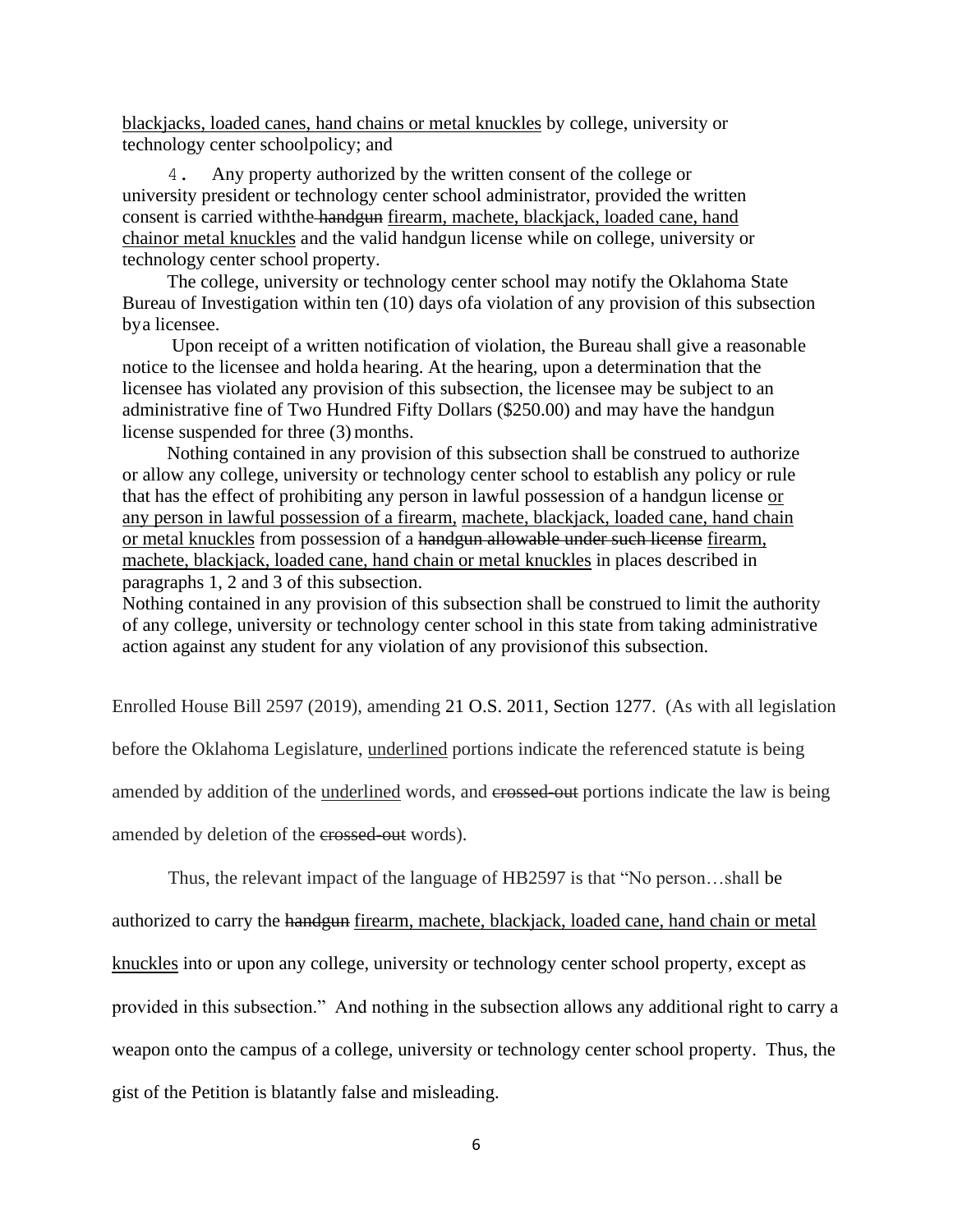blackjacks, loaded canes, hand chains or metal knuckles by college, university or technology center schoolpolicy; and

4. Any property authorized by the written consent of the college or university president or technology center school administrator, provided the written consent is carried withthe ~~handgun~~ firearm, machete, blackjack, loaded cane, hand chainor metal knuckles and the valid handgun license while on college, university or technology center school property.

The college, university or technology center school may notify the Oklahoma State Bureau of Investigation within ten (10) days ofa violation of any provision of this subsection bya licensee.

Upon receipt of a written notification of violation, the Bureau shall give a reasonable notice to the licensee and holda hearing. At the hearing, upon a determination that the licensee has violated any provision of this subsection, the licensee may be subject to an administrative fine of Two Hundred Fifty Dollars ($250.00) and may have the handgun license suspended for three (3) months.

Nothing contained in any provision of this subsection shall be construed to authorize or allow any college, university or technology center school to establish any policy or rule that has the effect of prohibiting any person in lawful possession of a handgun license or any person in lawful possession of a firearm, machete, blackjack, loaded cane, hand chain or metal knuckles from possession of a ~~handgun allowable under such license~~ firearm, machete, blackjack, loaded cane, hand chain or metal knuckles in places described in paragraphs 1, 2 and 3 of this subsection.

Nothing contained in any provision of this subsection shall be construed to limit the authority of any college, university or technology center school in this state from taking administrative action against any student for any violation of any provisionof this subsection.

Enrolled House Bill 2597 (2019), amending 21 O.S. 2011, Section 1277. (As with all legislation before the Oklahoma Legislature, underlined portions indicate the referenced statute is being amended by addition of the underlined words, and ~~crossed-out~~ portions indicate the law is being amended by deletion of the ~~crossed-out~~ words).

Thus, the relevant impact of the language of HB2597 is that "No person…shall be authorized to carry the ~~handgun~~ firearm, machete, blackjack, loaded cane, hand chain or metal knuckles into or upon any college, university or technology center school property, except as provided in this subsection." And nothing in the subsection allows any additional right to carry a weapon onto the campus of a college, university or technology center school property. Thus, the gist of the Petition is blatantly false and misleading.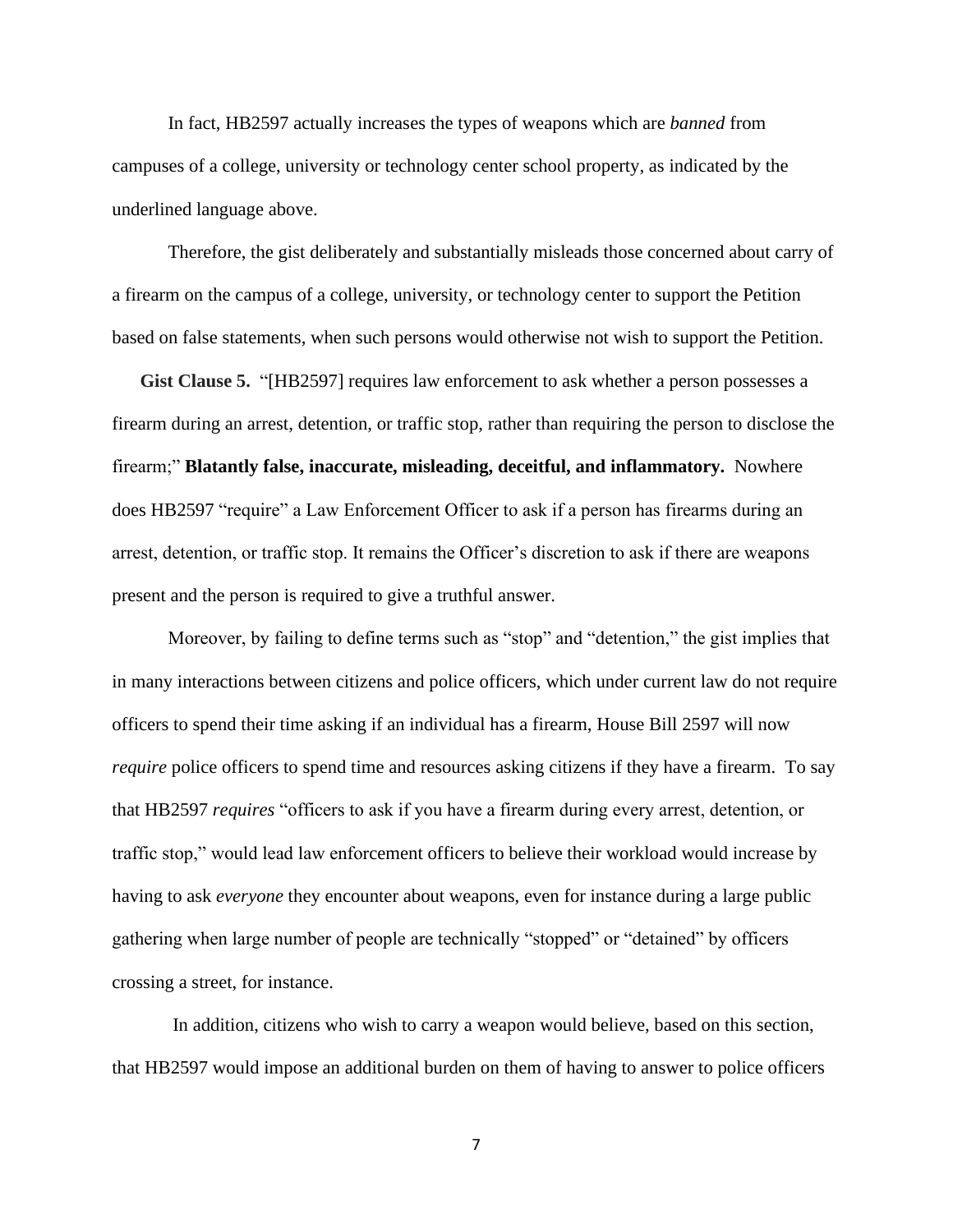In fact, HB2597 actually increases the types of weapons which are *banned* from campuses of a college, university or technology center school property, as indicated by the underlined language above.

Therefore, the gist deliberately and substantially misleads those concerned about carry of a firearm on the campus of a college, university, or technology center to support the Petition based on false statements, when such persons would otherwise not wish to support the Petition.

**Gist Clause 5.** "[HB2597] requires law enforcement to ask whether a person possesses a firearm during an arrest, detention, or traffic stop, rather than requiring the person to disclose the firearm;" **Blatantly false, inaccurate, misleading, deceitful, and inflammatory.** Nowhere does HB2597 "require" a Law Enforcement Officer to ask if a person has firearms during an arrest, detention, or traffic stop. It remains the Officer's discretion to ask if there are weapons present and the person is required to give a truthful answer.

Moreover, by failing to define terms such as "stop" and "detention," the gist implies that in many interactions between citizens and police officers, which under current law do not require officers to spend their time asking if an individual has a firearm, House Bill 2597 will now *require* police officers to spend time and resources asking citizens if they have a firearm. To say that HB2597 *requires* "officers to ask if you have a firearm during every arrest, detention, or traffic stop," would lead law enforcement officers to believe their workload would increase by having to ask *everyone* they encounter about weapons, even for instance during a large public gathering when large number of people are technically "stopped" or "detained" by officers crossing a street, for instance.

In addition, citizens who wish to carry a weapon would believe, based on this section, that HB2597 would impose an additional burden on them of having to answer to police officers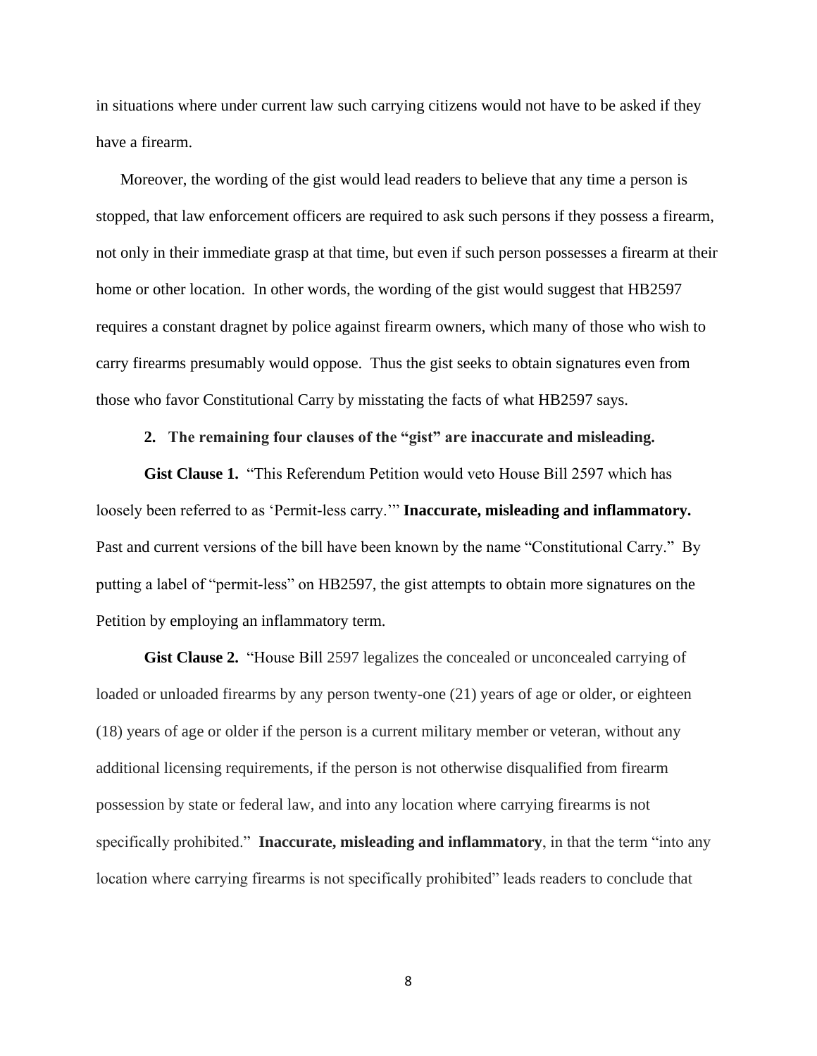in situations where under current law such carrying citizens would not have to be asked if they have a firearm.

Moreover, the wording of the gist would lead readers to believe that any time a person is stopped, that law enforcement officers are required to ask such persons if they possess a firearm, not only in their immediate grasp at that time, but even if such person possesses a firearm at their home or other location. In other words, the wording of the gist would suggest that HB2597 requires a constant dragnet by police against firearm owners, which many of those who wish to carry firearms presumably would oppose. Thus the gist seeks to obtain signatures even from those who favor Constitutional Carry by misstating the facts of what HB2597 says.

**2. The remaining four clauses of the "gist" are inaccurate and misleading.**

**Gist Clause 1.** "This Referendum Petition would veto House Bill 2597 which has loosely been referred to as 'Permit-less carry.'" **Inaccurate, misleading and inflammatory.** Past and current versions of the bill have been known by the name "Constitutional Carry." By putting a label of "permit-less" on HB2597, the gist attempts to obtain more signatures on the Petition by employing an inflammatory term.

**Gist Clause 2.** "House Bill 2597 legalizes the concealed or unconcealed carrying of loaded or unloaded firearms by any person twenty-one (21) years of age or older, or eighteen (18) years of age or older if the person is a current military member or veteran, without any additional licensing requirements, if the person is not otherwise disqualified from firearm possession by state or federal law, and into any location where carrying firearms is not specifically prohibited." **Inaccurate, misleading and inflammatory**, in that the term "into any location where carrying firearms is not specifically prohibited" leads readers to conclude that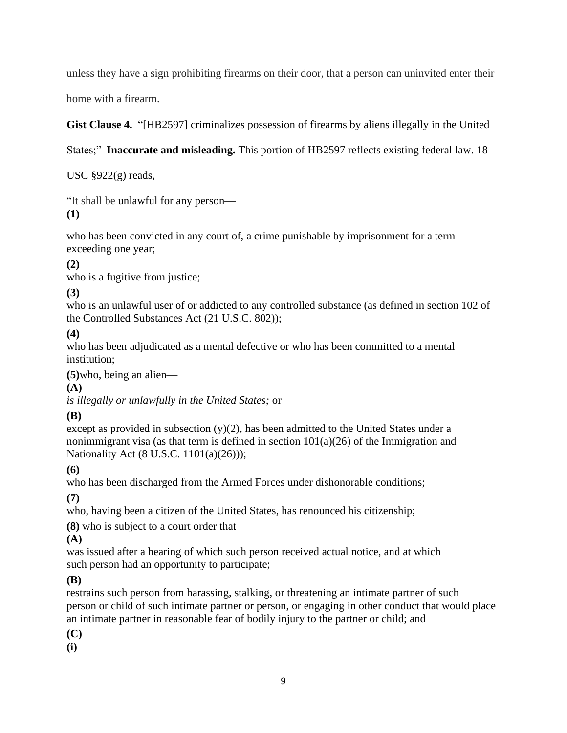unless they have a sign prohibiting firearms on their door, that a person can uninvited enter their home with a firearm.

**Gist Clause 4.** "[HB2597] criminalizes possession of firearms by aliens illegally in the United States;" **Inaccurate and misleading.** This portion of HB2597 reflects existing federal law. 18 USC §922(g) reads,

"It shall be unlawful for any person—

**(1)**

who has been convicted in any court of, a crime punishable by imprisonment for a term exceeding one year;

**(2)**

who is a fugitive from justice;

**(3)**

who is an unlawful user of or addicted to any controlled substance (as defined in section 102 of the Controlled Substances Act (21 U.S.C. 802));

**(4)**

who has been adjudicated as a mental defective or who has been committed to a mental institution;

**(5)**who, being an alien—

**(A)**

*is illegally or unlawfully in the United States;* or

**(B)**

except as provided in subsection (y)(2), has been admitted to the United States under a nonimmigrant visa (as that term is defined in section 101(a)(26) of the Immigration and Nationality Act (8 U.S.C. 1101(a)(26)));

**(6)**

who has been discharged from the Armed Forces under dishonorable conditions;

**(7)**

who, having been a citizen of the United States, has renounced his citizenship;

**(8)** who is subject to a court order that—

**(A)**

was issued after a hearing of which such person received actual notice, and at which such person had an opportunity to participate;

**(B)**

restrains such person from harassing, stalking, or threatening an intimate partner of such person or child of such intimate partner or person, or engaging in other conduct that would place an intimate partner in reasonable fear of bodily injury to the partner or child; and

**(C)**

**(i)**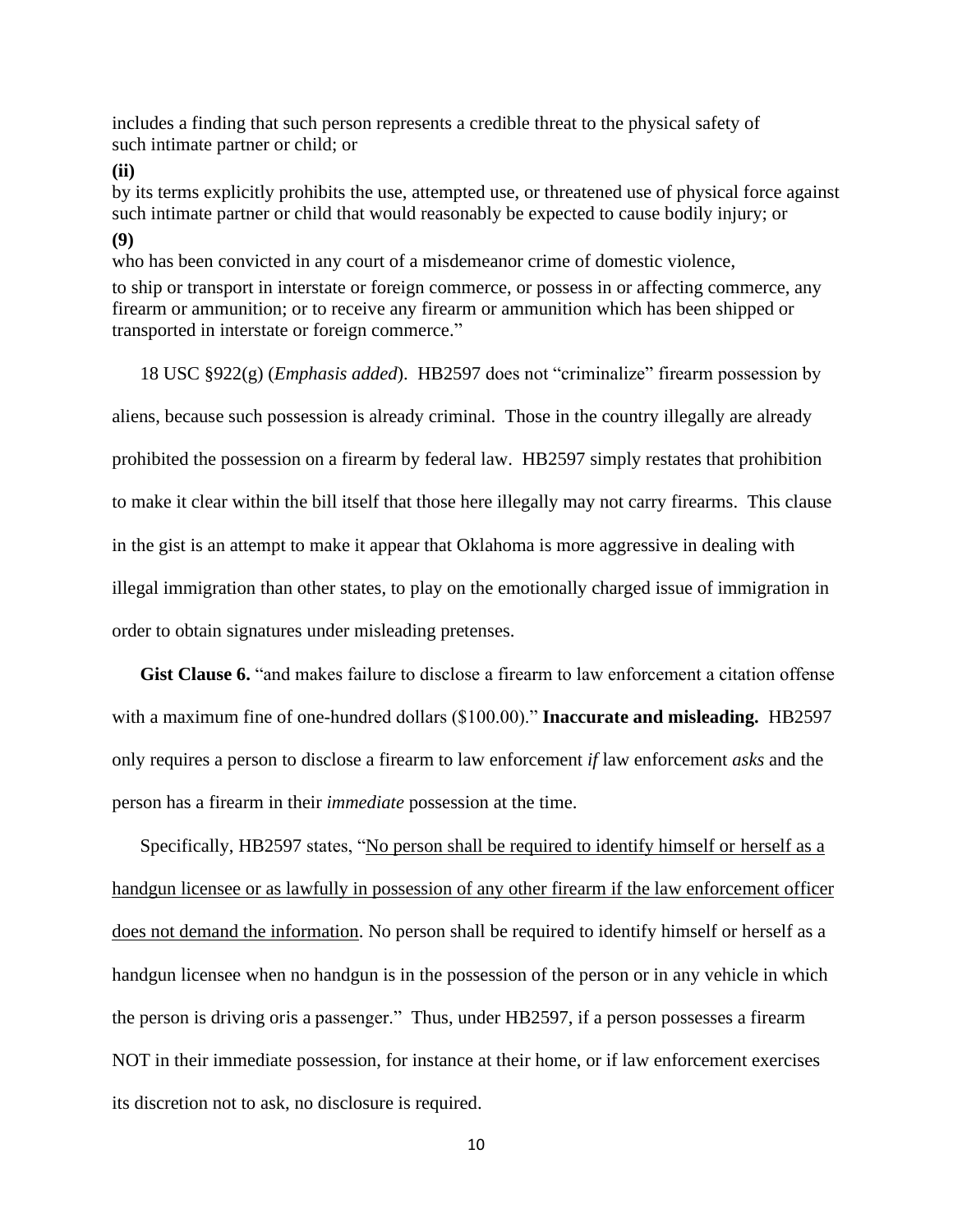includes a finding that such person represents a credible threat to the physical safety of such intimate partner or child; or

**(ii)**

by its terms explicitly prohibits the use, attempted use, or threatened use of physical force against such intimate partner or child that would reasonably be expected to cause bodily injury; or

**(9)**

who has been convicted in any court of a misdemeanor crime of domestic violence,

to ship or transport in interstate or foreign commerce, or possess in or affecting commerce, any firearm or ammunition; or to receive any firearm or ammunition which has been shipped or transported in interstate or foreign commerce."

18 USC §922(g) (*Emphasis added*). HB2597 does not "criminalize" firearm possession by aliens, because such possession is already criminal. Those in the country illegally are already prohibited the possession on a firearm by federal law. HB2597 simply restates that prohibition to make it clear within the bill itself that those here illegally may not carry firearms. This clause in the gist is an attempt to make it appear that Oklahoma is more aggressive in dealing with illegal immigration than other states, to play on the emotionally charged issue of immigration in order to obtain signatures under misleading pretenses.

**Gist Clause 6.** "and makes failure to disclose a firearm to law enforcement a citation offense with a maximum fine of one-hundred dollars ($100.00)." **Inaccurate and misleading.** HB2597 only requires a person to disclose a firearm to law enforcement *if* law enforcement *asks* and the person has a firearm in their *immediate* possession at the time.

Specifically, HB2597 states, "<u>No person shall be required to identify himself or herself as a handgun licensee or as lawfully in possession of any other firearm if the law enforcement officer does not demand the information</u>. No person shall be required to identify himself or herself as a handgun licensee when no handgun is in the possession of the person or in any vehicle in which the person is driving oris a passenger." Thus, under HB2597, if a person possesses a firearm NOT in their immediate possession, for instance at their home, or if law enforcement exercises its discretion not to ask, no disclosure is required.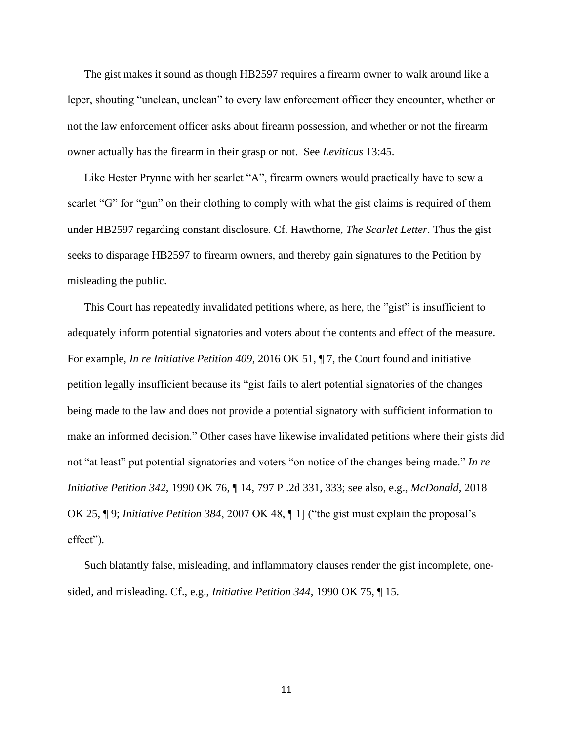The gist makes it sound as though HB2597 requires a firearm owner to walk around like a leper, shouting "unclean, unclean" to every law enforcement officer they encounter, whether or not the law enforcement officer asks about firearm possession, and whether or not the firearm owner actually has the firearm in their grasp or not. See *Leviticus* 13:45.

Like Hester Prynne with her scarlet "A", firearm owners would practically have to sew a scarlet "G" for "gun" on their clothing to comply with what the gist claims is required of them under HB2597 regarding constant disclosure. Cf. Hawthorne, *The Scarlet Letter*. Thus the gist seeks to disparage HB2597 to firearm owners, and thereby gain signatures to the Petition by misleading the public.

This Court has repeatedly invalidated petitions where, as here, the "gist" is insufficient to adequately inform potential signatories and voters about the contents and effect of the measure. For example, *In re Initiative Petition 409*, 2016 OK 51, ¶ 7, the Court found and initiative petition legally insufficient because its "gist fails to alert potential signatories of the changes being made to the law and does not provide a potential signatory with sufficient information to make an informed decision." Other cases have likewise invalidated petitions where their gists did not "at least" put potential signatories and voters "on notice of the changes being made." *In re Initiative Petition 342*, 1990 OK 76, ¶ 14, 797 P .2d 331, 333; see also, e.g., *McDonald*, 2018 OK 25, ¶ 9; *Initiative Petition 384*, 2007 OK 48, ¶ 1] ("the gist must explain the proposal's effect").

Such blatantly false, misleading, and inflammatory clauses render the gist incomplete, one-sided, and misleading. Cf., e.g., *Initiative Petition 344*, 1990 OK 75, ¶ 15.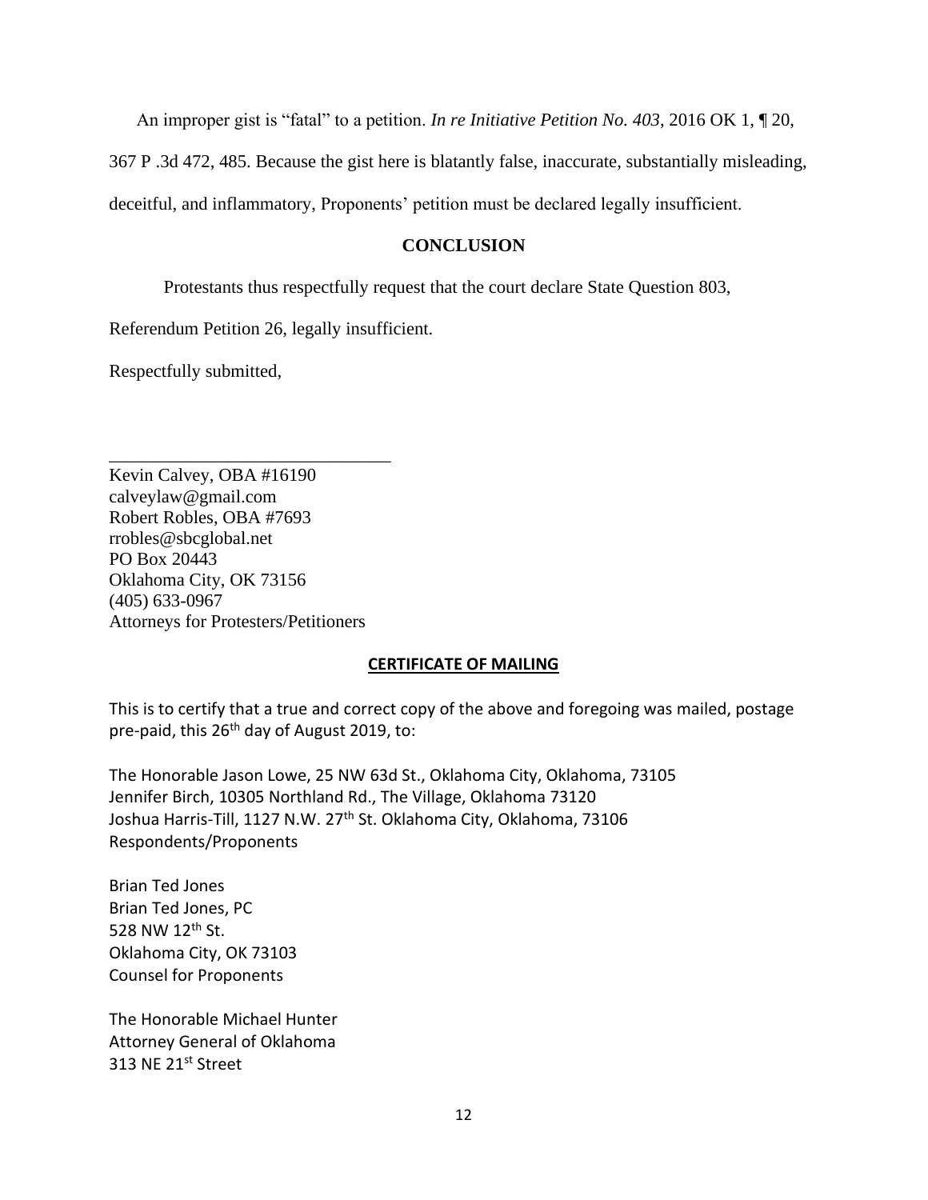An improper gist is "fatal" to a petition. *In re Initiative Petition No. 403*, 2016 OK 1, ¶ 20, 367 P .3d 472, 485. Because the gist here is blatantly false, inaccurate, substantially misleading, deceitful, and inflammatory, Proponents' petition must be declared legally insufficient.

## CONCLUSION

Protestants thus respectfully request that the court declare State Question 803, Referendum Petition 26, legally insufficient.

Respectfully submitted,

\_\_\_\_\_\_\_\_\_\_\_\_\_\_\_\_\_\_\_\_\_\_\_\_\_\_\_\_\_\_\_\_

Kevin Calvey, OBA #16190
calveylaw@gmail.com
Robert Robles, OBA #7693
rrobles@sbcglobal.net
PO Box 20443
Oklahoma City, OK 73156
(405) 633-0967
Attorneys for Protesters/Petitioners

**CERTIFICATE OF MAILING**

This is to certify that a true and correct copy of the above and foregoing was mailed, postage pre-paid, this 26th day of August 2019, to:

The Honorable Jason Lowe, 25 NW 63d St., Oklahoma City, Oklahoma, 73105
Jennifer Birch, 10305 Northland Rd., The Village, Oklahoma 73120
Joshua Harris-Till, 1127 N.W. 27th St. Oklahoma City, Oklahoma, 73106
Respondents/Proponents

Brian Ted Jones
Brian Ted Jones, PC
528 NW 12th St.
Oklahoma City, OK 73103
Counsel for Proponents

The Honorable Michael Hunter
Attorney General of Oklahoma
313 NE 21st Street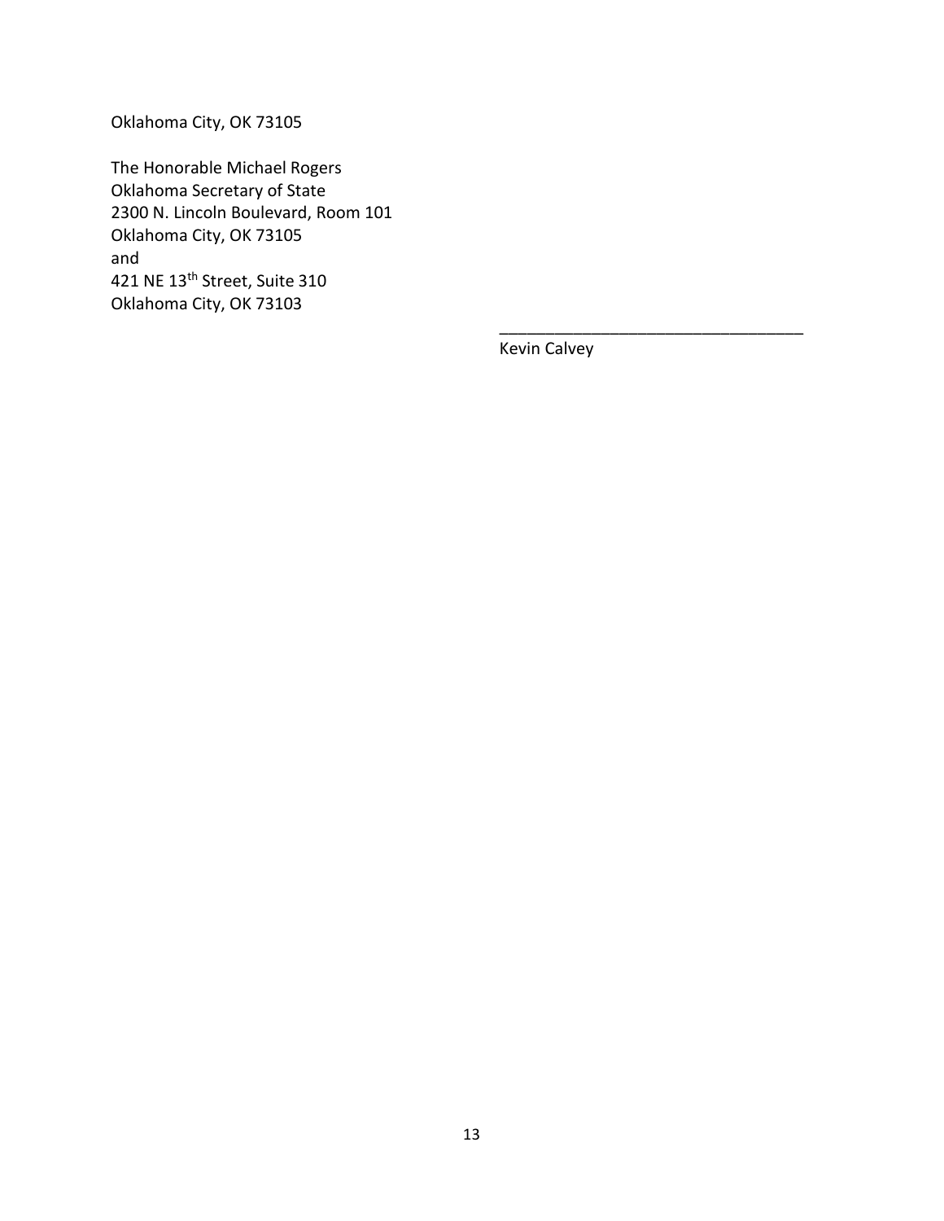Oklahoma City, OK 73105

The Honorable Michael Rogers
Oklahoma Secretary of State
2300 N. Lincoln Boulevard, Room 101
Oklahoma City, OK 73105
and
421 NE 13th Street, Suite 310
Oklahoma City, OK 73103

\_\_\_\_\_\_\_\_\_\_\_\_\_\_\_\_\_\_\_\_\_\_\_\_\_\_\_\_\_\_\_\_\_\_
Kevin Calvey